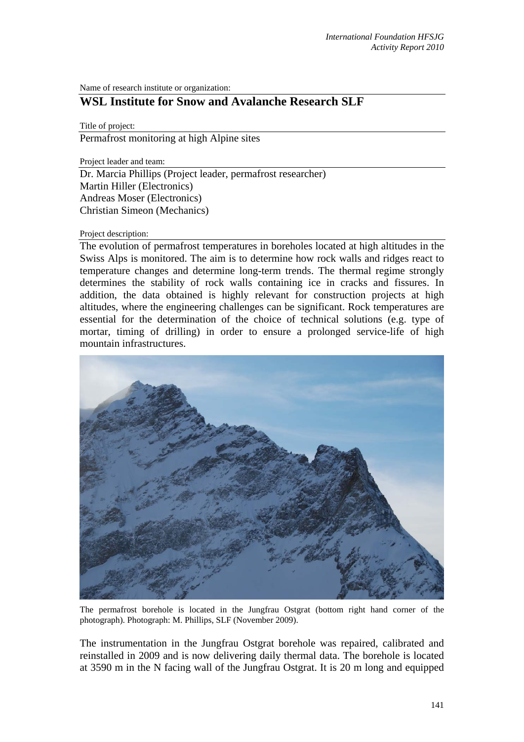Name of research institute or organization:

## WSL Institute for Snow and Avalanche Research SLF

Title of project:

Permafrost monitoring at high Alpine sites

Project leader and team:

Dr. Marcia Phillips (Project leader, permafrost researcher)
Martin Hiller (Electronics)
Andreas Moser (Electronics)
Christian Simeon (Mechanics)

Project description:

The evolution of permafrost temperatures in boreholes located at high altitudes in the Swiss Alps is monitored. The aim is to determine how rock walls and ridges react to temperature changes and determine long-term trends. The thermal regime strongly determines the stability of rock walls containing ice in cracks and fissures. In addition, the data obtained is highly relevant for construction projects at high altitudes, where the engineering challenges can be significant. Rock temperatures are essential for the determination of the choice of technical solutions (e.g. type of mortar, timing of drilling) in order to ensure a prolonged service-life of high mountain infrastructures.

The permafrost borehole is located in the Jungfrau Ostgrat (bottom right hand corner of the photograph). Photograph: M. Phillips, SLF (November 2009).

The instrumentation in the Jungfrau Ostgrat borehole was repaired, calibrated and reinstalled in 2009 and is now delivering daily thermal data. The borehole is located at 3590 m in the N facing wall of the Jungfrau Ostgrat. It is 20 m long and equipped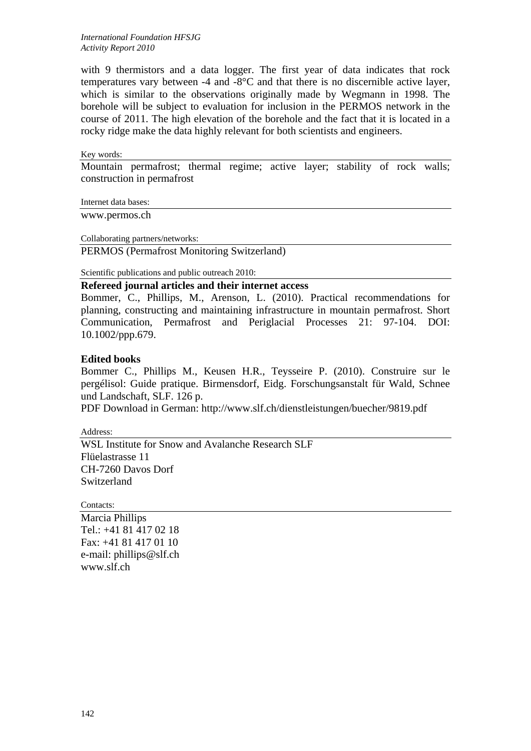with 9 thermistors and a data logger. The first year of data indicates that rock temperatures vary between -4 and -8°C and that there is no discernible active layer, which is similar to the observations originally made by Wegmann in 1998. The borehole will be subject to evaluation for inclusion in the PERMOS network in the course of 2011. The high elevation of the borehole and the fact that it is located in a rocky ridge make the data highly relevant for both scientists and engineers.

Key words:

Mountain permafrost; thermal regime; active layer; stability of rock walls; construction in permafrost

Internet data bases:

www.permos.ch

Collaborating partners/networks:

PERMOS (Permafrost Monitoring Switzerland)

Scientific publications and public outreach 2010:

**Refereed journal articles and their internet access**

Bommer, C., Phillips, M., Arenson, L. (2010). Practical recommendations for planning, constructing and maintaining infrastructure in mountain permafrost. Short Communication, Permafrost and Periglacial Processes 21: 97-104. DOI: 10.1002/ppp.679.

**Edited books**

Bommer C., Phillips M., Keusen H.R., Teysseire P. (2010). Construire sur le pergélisol: Guide pratique. Birmensdorf, Eidg. Forschungsanstalt für Wald, Schnee und Landschaft, SLF. 126 p.

PDF Download in German: http://www.slf.ch/dienstleistungen/buecher/9819.pdf

Address:

WSL Institute for Snow and Avalanche Research SLF
Flüelastrasse 11
CH-7260 Davos Dorf
Switzerland

Contacts:

Marcia Phillips
Tel.: +41 81 417 02 18
Fax: +41 81 417 01 10
e-mail: phillips@slf.ch
www.slf.ch